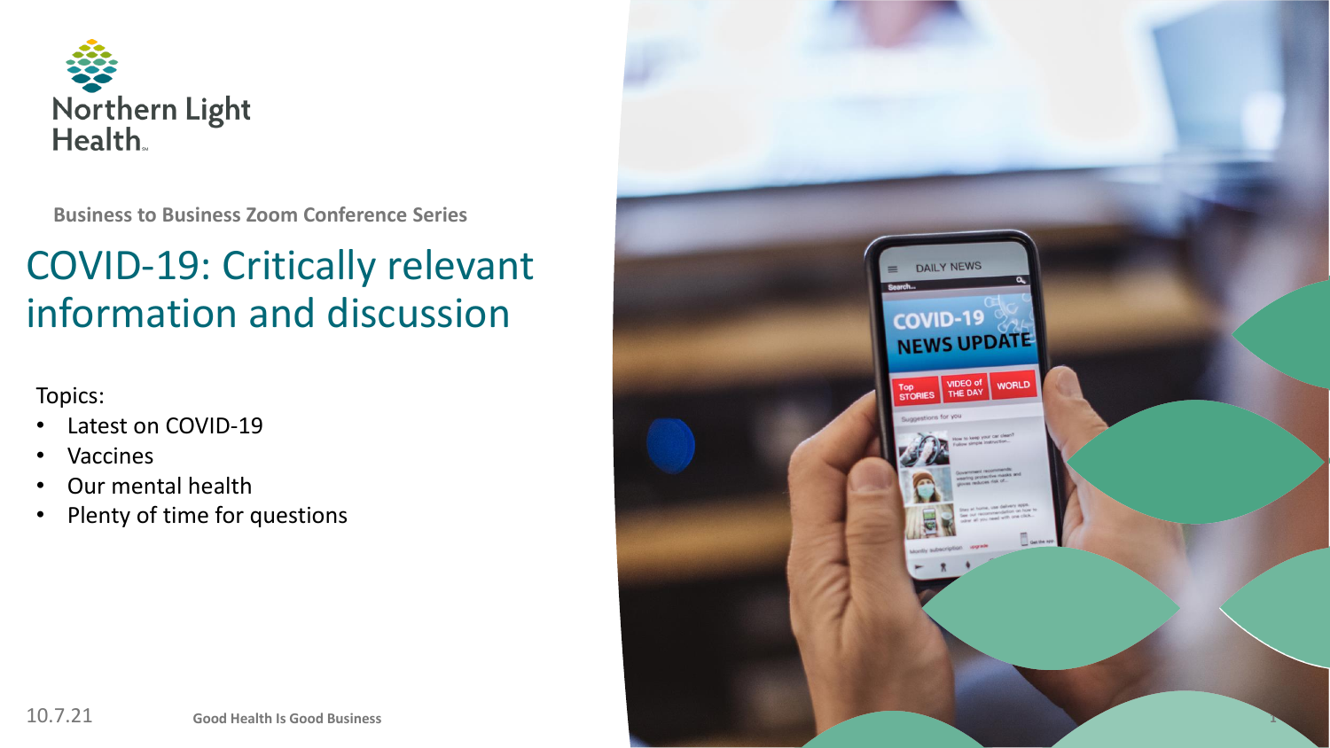Northern Light Health

Business to Business Zoom Conference Series

# COVID-19: Critically relevant information and discussion

Topics:

- Latest on COVID-19
- Vaccines
- Our mental health
- Plenty of time for questions

10.7.21

Good Health Is Good Business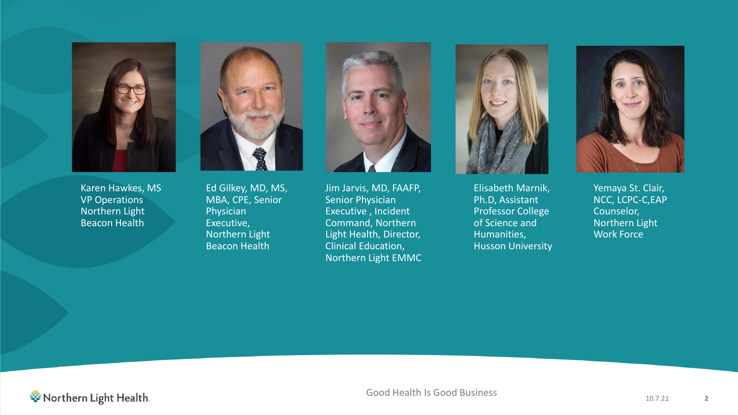Karen Hawkes, MS
VP Operations
Northern Light
Beacon Health

Ed Gilkey, MD, MS,
MBA, CPE, Senior
Physician
Executive,
Northern Light
Beacon Health

Jim Jarvis, MD, FAAFP,
Senior Physician
Executive , Incident
Command, Northern
Light Health, Director,
Clinical Education,
Northern Light EMMC

Elisabeth Marnik,
Ph.D, Assistant
Professor College
of Science and
Humanities,
Husson University

Yemaya St. Clair,
NCC, LCPC-C,EAP
Counselor,
Northern Light
Work Force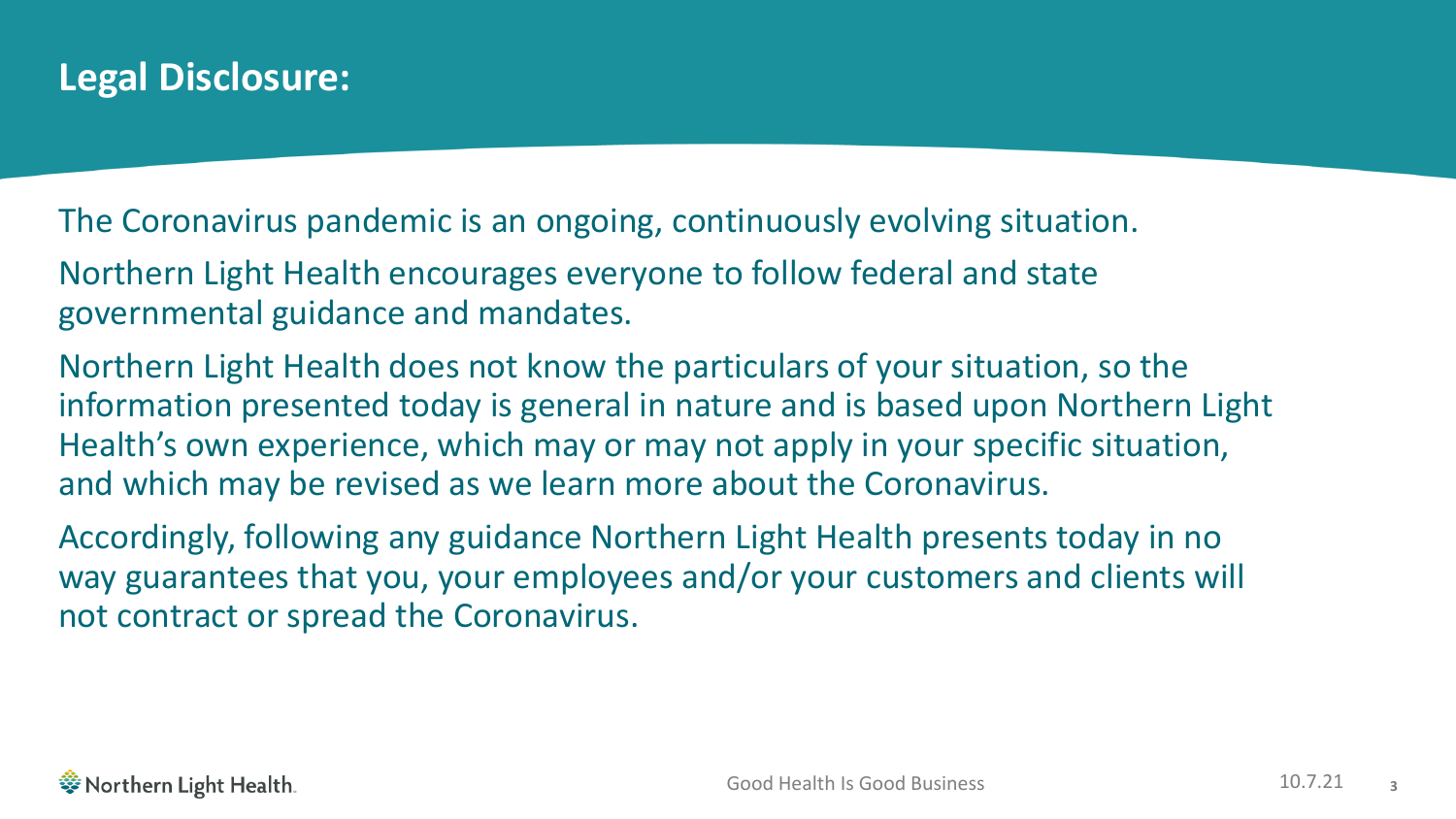## Legal Disclosure:

The Coronavirus pandemic is an ongoing, continuously evolving situation.

Northern Light Health encourages everyone to follow federal and state governmental guidance and mandates.

Northern Light Health does not know the particulars of your situation, so the information presented today is general in nature and is based upon Northern Light Health's own experience, which may or may not apply in your specific situation, and which may be revised as we learn more about the Coronavirus.

Accordingly, following any guidance Northern Light Health presents today in no way guarantees that you, your employees and/or your customers and clients will not contract or spread the Coronavirus.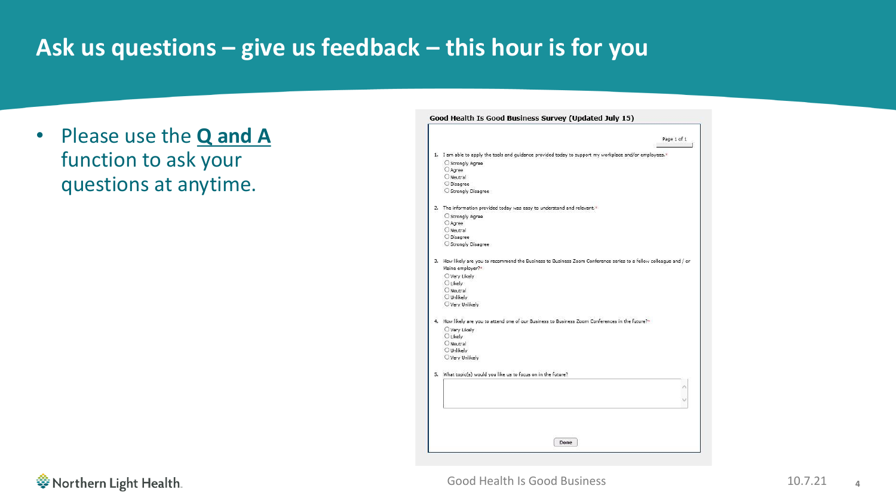# Ask us questions – give us feedback – this hour is for you

- Please use the **Q and A** function to ask your questions at anytime.

**Good Health Is Good Business Survey (Updated July 15)**

Page 1 of 1

1. I am able to apply the tools and guidance provided today to support my workplace and/or employees.*
   - Strongly Agree
   - Agree
   - Neutral
   - Disagree
   - Strongly Disagree

2. The information provided today was easy to understand and relevant.*
   - Strongly Agree
   - Agree
   - Neutral
   - Disagree
   - Strongly Disagree

3. How likely are you to recommend the Business to Business Zoom Conference series to a fellow colleague and / or Maine employer?*
   - Very Likely
   - Likely
   - Neutral
   - Unlikely
   - Very Unlikely

4. How likely are you to attend one of our Business to Business Zoom Conferences in the future?*
   - Very Likely
   - Likely
   - Neutral
   - Unlikely
   - Very Unlikely

5. What topic(s) would you like us to focus on in the future?

Done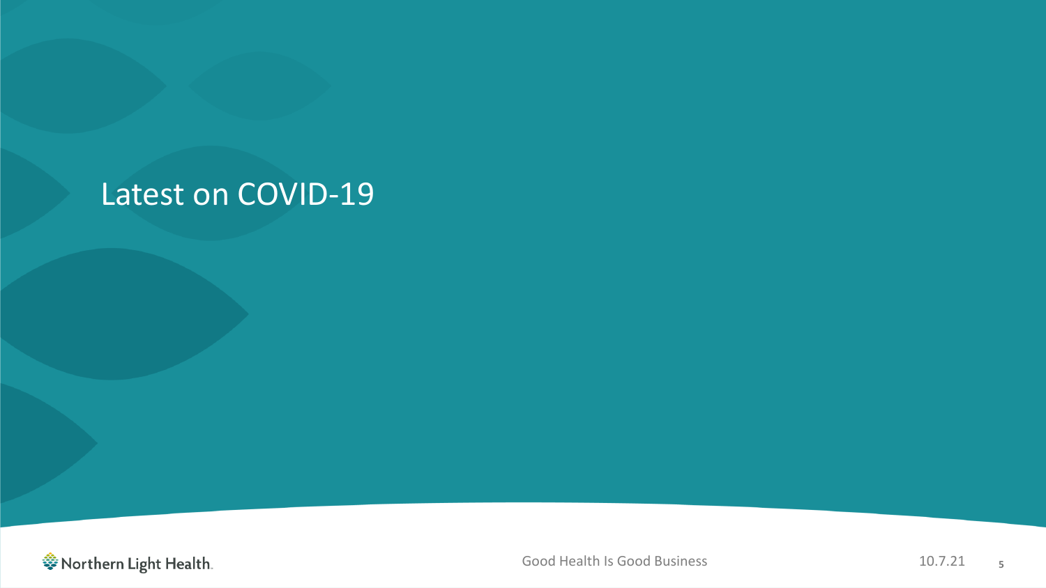# Latest on COVID-19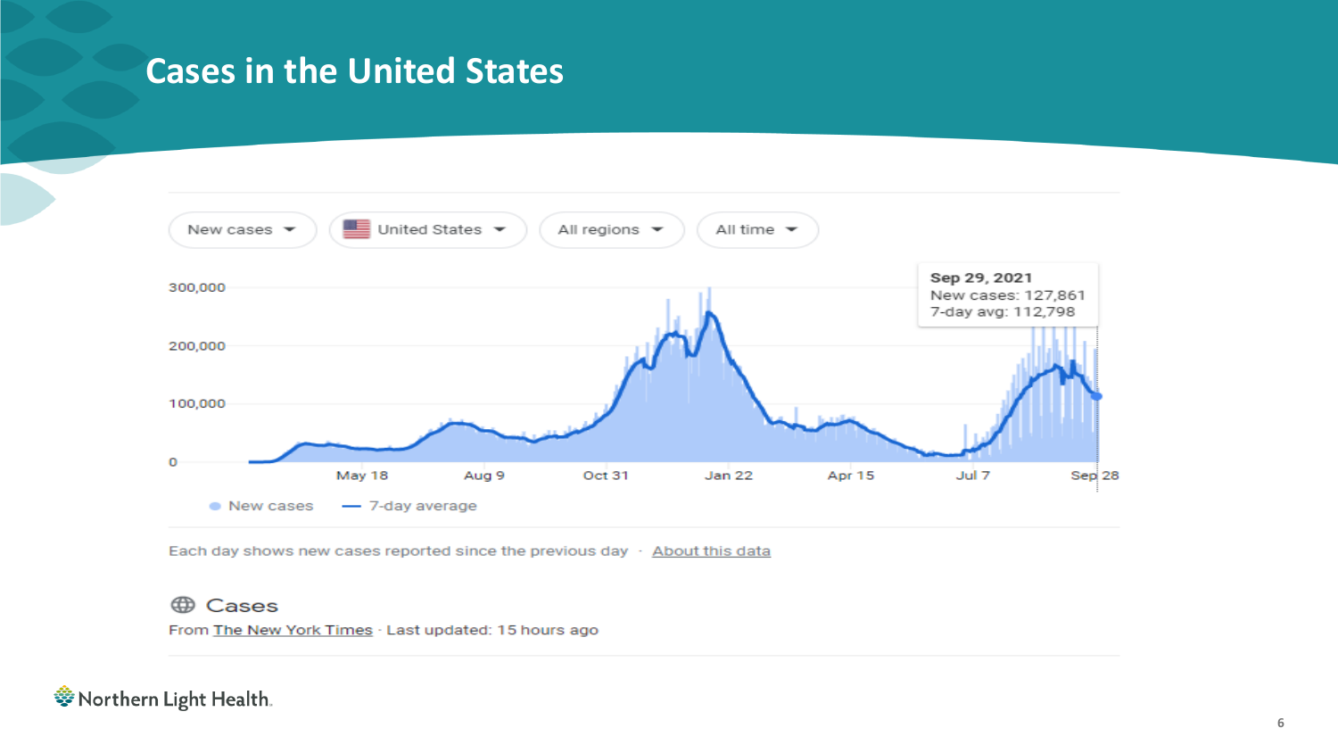# Cases in the United States

New cases ▾ | United States ▾ | All regions ▾ | All time ▾

Sep 29, 2021
New cases: 127,861
7-day avg: 112,798

300,000
200,000
100,000
0

May 18 | Aug 9 | Oct 31 | Jan 22 | Apr 15 | Jul 7 | Sep 28

New cases — 7-day average

Each day shows new cases reported since the previous day · About this data

Cases

From The New York Times · Last updated: 15 hours ago

Northern Light Health.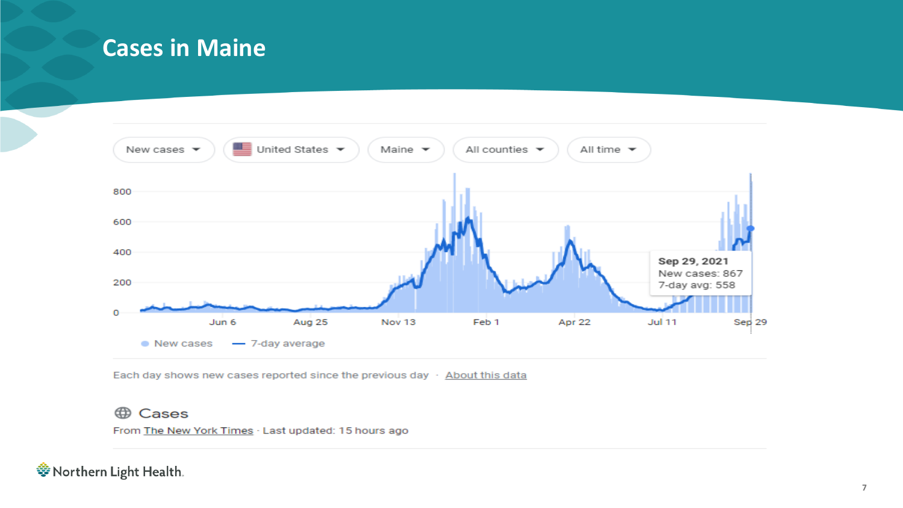# Cases in Maine

New cases ▾ | United States ▾ | Maine ▾ | All counties ▾ | All time ▾

800

600

400

200

0

Jun 6 | Aug 25 | Nov 13 | Feb 1 | Apr 22 | Jul 11 | Sep 29

**Sep 29, 2021**
New cases: 867
7-day avg: 558

● New cases — 7-day average

Each day shows new cases reported since the previous day · About this data

## Cases

From The New York Times · Last updated: 15 hours ago

Northern Light Health.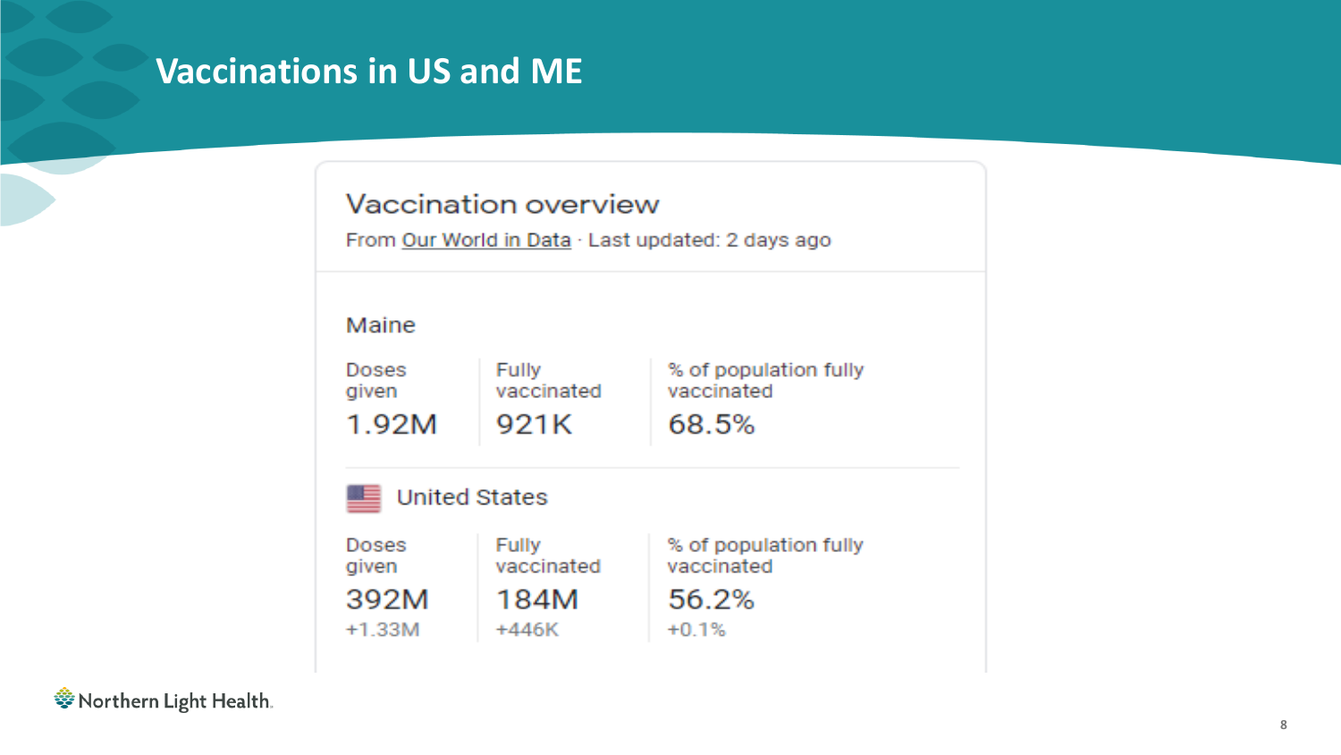# Vaccinations in US and ME

## Vaccination overview

From Our World in Data · Last updated: 2 days ago

### Maine

| Doses given | Fully vaccinated | % of population fully vaccinated |
|---|---|---|
| 1.92M | 921K | 68.5% |

### United States

| Doses given | Fully vaccinated | % of population fully vaccinated |
|---|---|---|
| 392M | 184M | 56.2% |
| +1.33M | +446K | +0.1% |

Northern Light Health.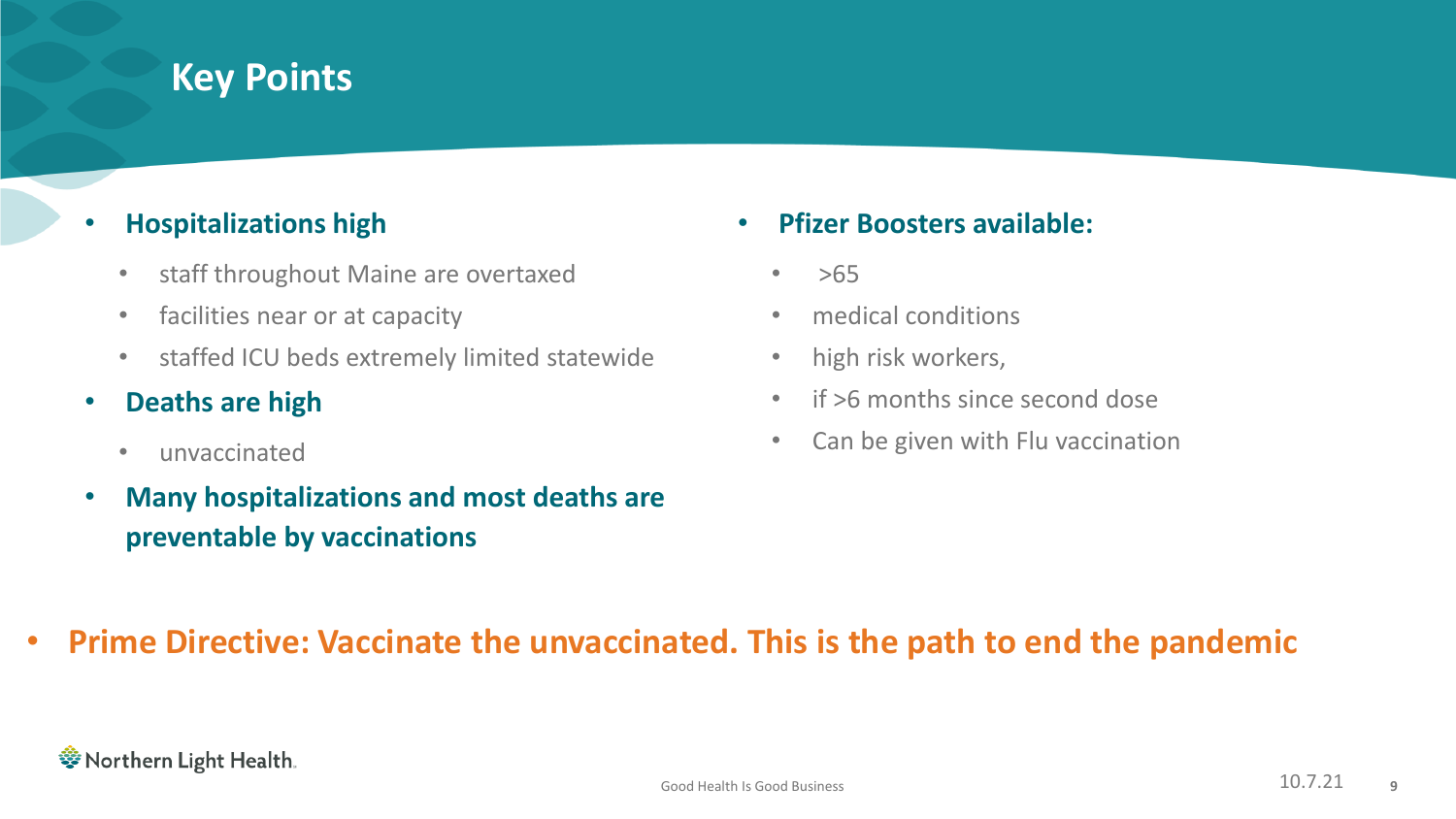# Key Points

- **Hospitalizations high**
  - staff throughout Maine are overtaxed
  - facilities near or at capacity
  - staffed ICU beds extremely limited statewide
- **Deaths are high**
  - unvaccinated
- **Many hospitalizations and most deaths are preventable by vaccinations**

- **Pfizer Boosters available:**
  - >65
  - medical conditions
  - high risk workers,
  - if >6 months since second dose
  - Can be given with Flu vaccination

- **Prime Directive: Vaccinate the unvaccinated. This is the path to end the pandemic**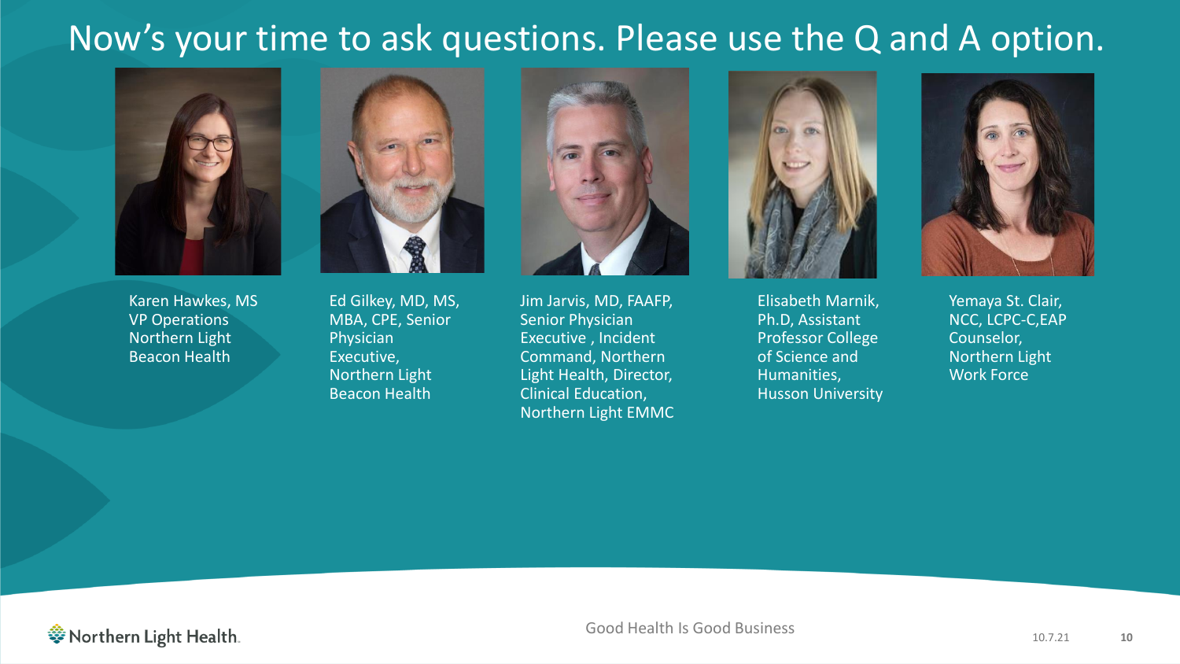# Now's your time to ask questions. Please use the Q and A option.

Karen Hawkes, MS
VP Operations
Northern Light
Beacon Health

Ed Gilkey, MD, MS, MBA, CPE, Senior Physician Executive, Northern Light Beacon Health

Jim Jarvis, MD, FAAFP, Senior Physician Executive , Incident Command, Northern Light Health, Director, Clinical Education, Northern Light EMMC

Elisabeth Marnik, Ph.D, Assistant Professor College of Science and Humanities, Husson University

Yemaya St. Clair, NCC, LCPC-C,EAP Counselor, Northern Light Work Force

Good Health Is Good Business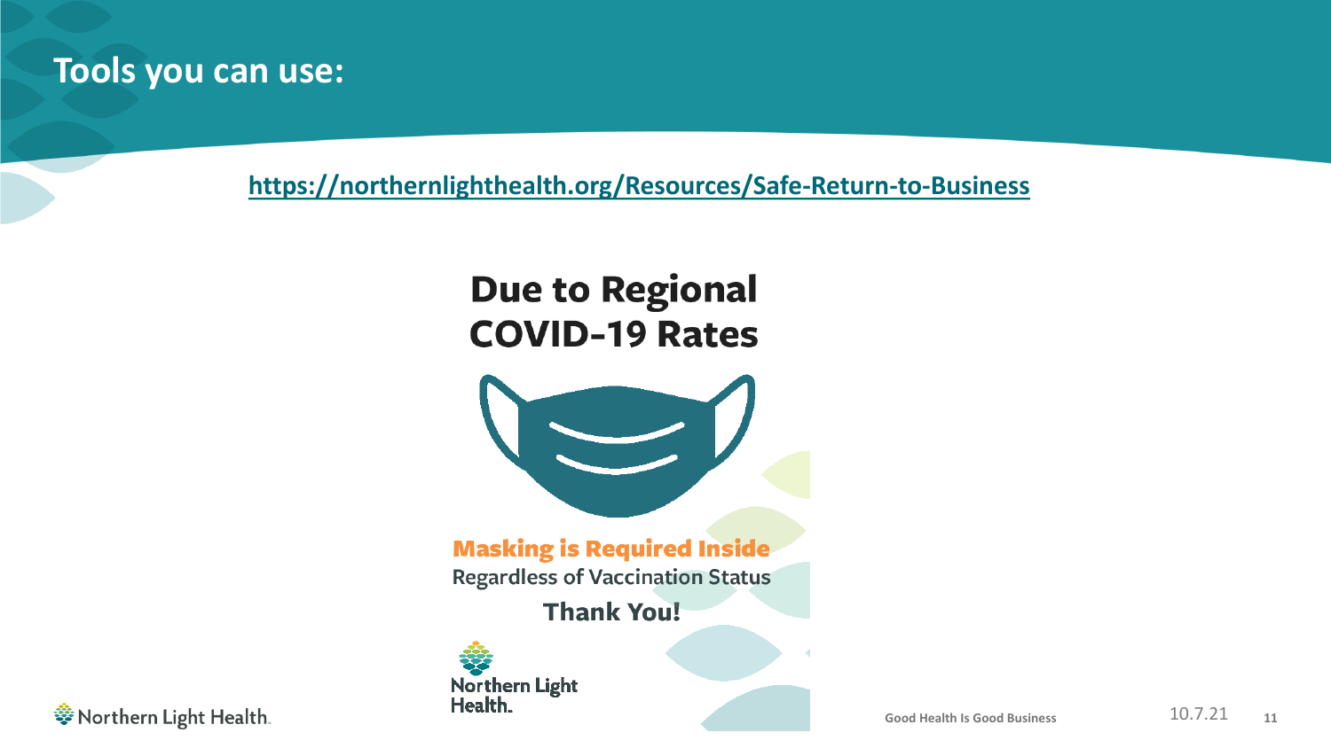# Tools you can use:

https://northernlighthealth.org/Resources/Safe-Return-to-Business

**Due to Regional COVID-19 Rates**

**Masking is Required Inside**

Regardless of Vaccination Status

**Thank You!**

Northern Light Health.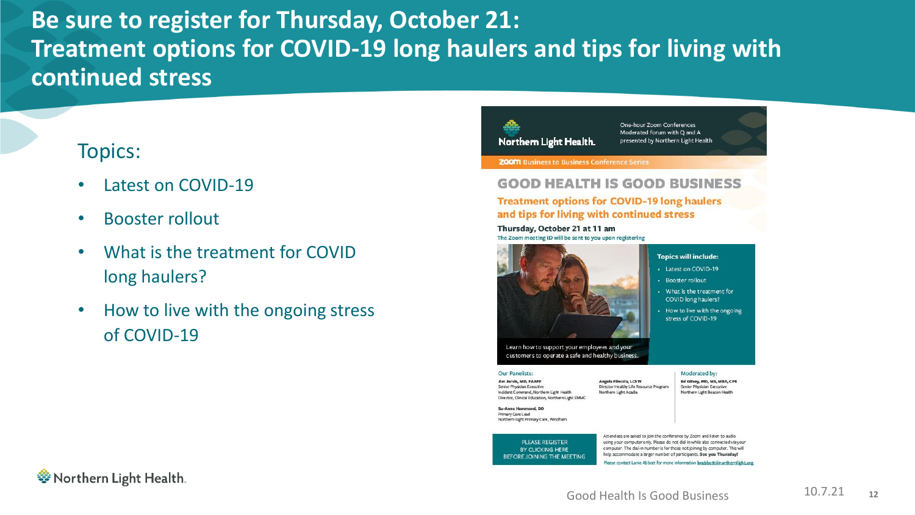# Be sure to register for Thursday, October 21: Treatment options for COVID-19 long haulers and tips for living with continued stress

## Topics:

- Latest on COVID-19
- Booster rollout
- What is the treatment for COVID long haulers?
- How to live with the ongoing stress of COVID-19

Northern Light Health.

One-hour Zoom Conferences
Moderated forum with Q and A
presented by Northern Light Health

zoom Business to Business Conference Series

## GOOD HEALTH IS GOOD BUSINESS

### Treatment options for COVID-19 long haulers and tips for living with continued stress

**Thursday, October 21 at 11 am**

The Zoom meeting ID will be sent to you upon registering

**Topics will include:**

- Latest on COVID-19
- Booster rollout
- What is the treatment for COVID long haulers?
- How to live with the ongoing stress of COVID-19

Learn how to support your employees and your customers to operate a safe and healthy business.

**Our Panelists:**

**Jim Jarvis, MD, FAAFP**
Senior Physician Executive
Incident Command, Northern Light Health
Director, Clinical Education, Northern Light EMMC

**Su-Anne Hammond, DO**
Primary Care Lead
Northern Light Primary Care, Windham

**Angela Fileccia, LCSW**
Director Healthy Life Resource Program
Northern Light Acadia

**Moderated by:**

**Ed Gilkey, MD, MS, MBA, CPE**
Senior Physician Executive
Northern Light Beacon Health

PLEASE REGISTER BY CLICKING HERE BEFORE JOINING THE MEETING

Attendees are asked to join the conference by Zoom and listen to audio using your computer only. Please do not dial in while also connected via your computer. The dial-in number is for those not joining by computer. This will help accommodate a larger number of participants. **See you Thursday!**

Please contact Lanie Abbott for more information lwabbott@northernlight.org

Northern Light Health.

Good Health Is Good Business

10.7.21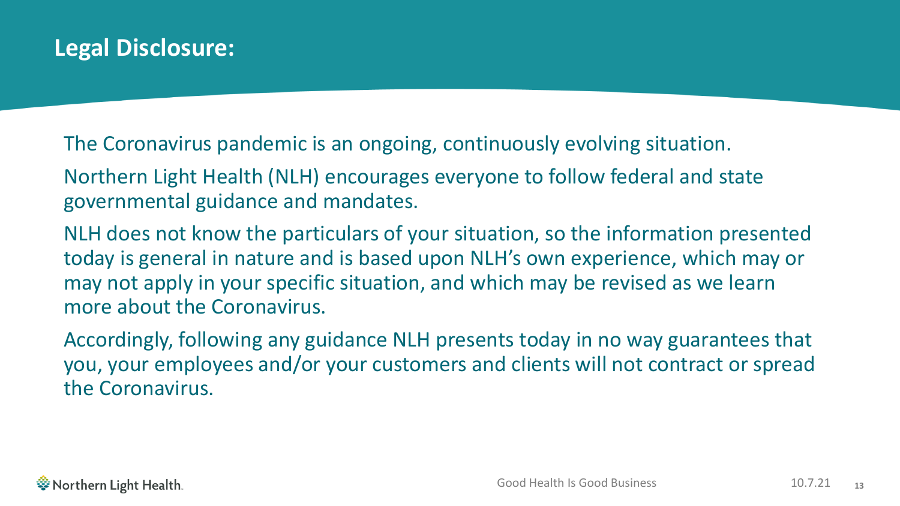## Legal Disclosure:

The Coronavirus pandemic is an ongoing, continuously evolving situation.

Northern Light Health (NLH) encourages everyone to follow federal and state governmental guidance and mandates.

NLH does not know the particulars of your situation, so the information presented today is general in nature and is based upon NLH's own experience, which may or may not apply in your specific situation, and which may be revised as we learn more about the Coronavirus.

Accordingly, following any guidance NLH presents today in no way guarantees that you, your employees and/or your customers and clients will not contract or spread the Coronavirus.